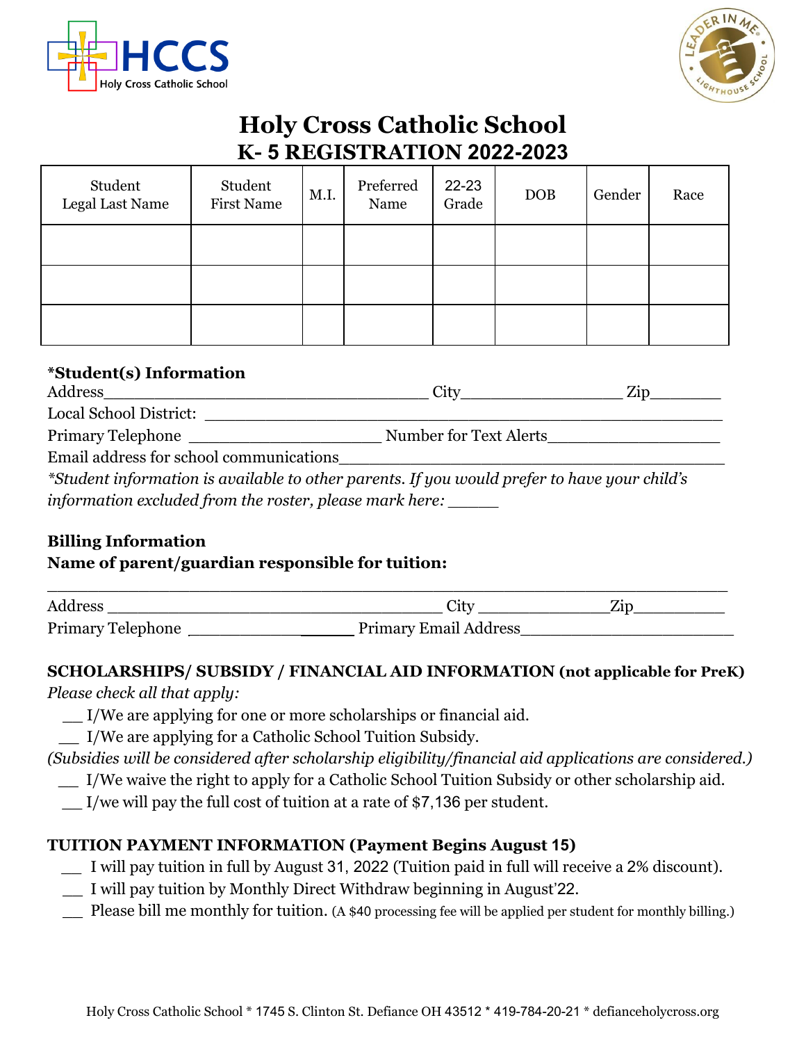# Holy Cross Catholic School

## K- 5 REGISTRATION 2022-2023

| Student Legal Last Name | Student First Name | M.I. | Preferred Name | 22-23 Grade | DOB | Gender | Race |
|---|---|---|---|---|---|---|---|
| | | | | | | | |
| | | | | | | | |
| | | | | | | | |

**\*Student(s) Information**

Address_________________________________ City_________________ Zip_______

Local School District: _________________________________________________

Primary Telephone ____________________ Number for Text Alerts__________________

Email address for school communications__________________________________________

*\*Student information is available to other parents. If you would prefer to have your child's information excluded from the roster, please mark here: _____*

**Billing Information**

**Name of parent/guardian responsible for tuition:**

_________________________________________________________________________

Address ___________________________________ City _____________Zip_________

Primary Telephone __________________ Primary Email Address_____________________

**SCHOLARSHIPS/ SUBSIDY / FINANCIAL AID INFORMATION (not applicable for PreK)**

*Please check all that apply:*

__ I/We are applying for one or more scholarships or financial aid.

__ I/We are applying for a Catholic School Tuition Subsidy.

*(Subsidies will be considered after scholarship eligibility/financial aid applications are considered.)*

__ I/We waive the right to apply for a Catholic School Tuition Subsidy or other scholarship aid.

__ I/we will pay the full cost of tuition at a rate of $7,136 per student.

**TUITION PAYMENT INFORMATION (Payment Begins August 15)**

__ I will pay tuition in full by August 31, 2022 (Tuition paid in full will receive a 2% discount).

__ I will pay tuition by Monthly Direct Withdraw beginning in August'22.

__ Please bill me monthly for tuition. (A $40 processing fee will be applied per student for monthly billing.)

Holy Cross Catholic School * 1745 S. Clinton St. Defiance OH 43512 * 419-784-20-21 * defianceholycross.org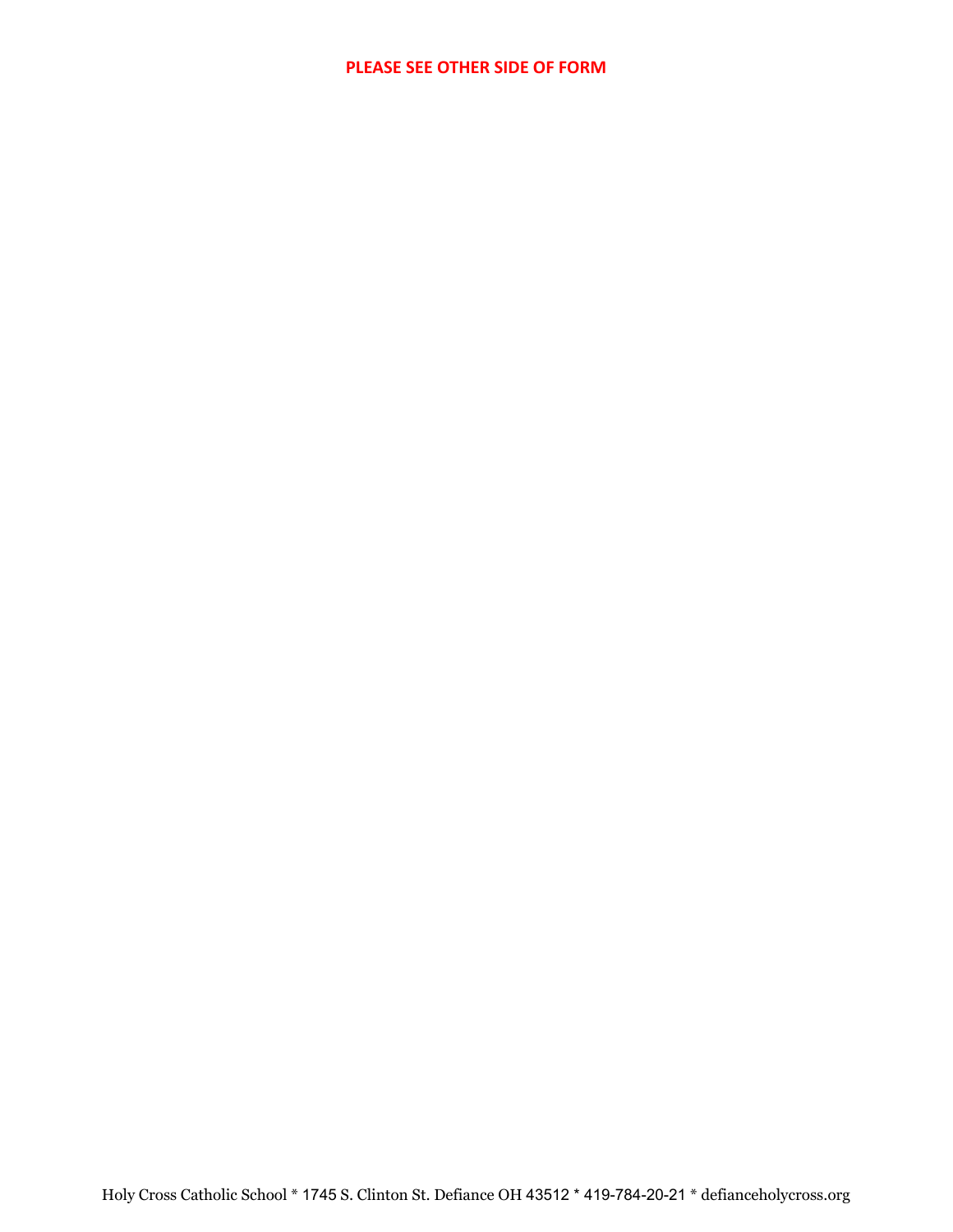**PLEASE SEE OTHER SIDE OF FORM**

Holy Cross Catholic School * 1745 S. Clinton St. Defiance OH 43512 * 419-784-20-21 * defianceholycross.org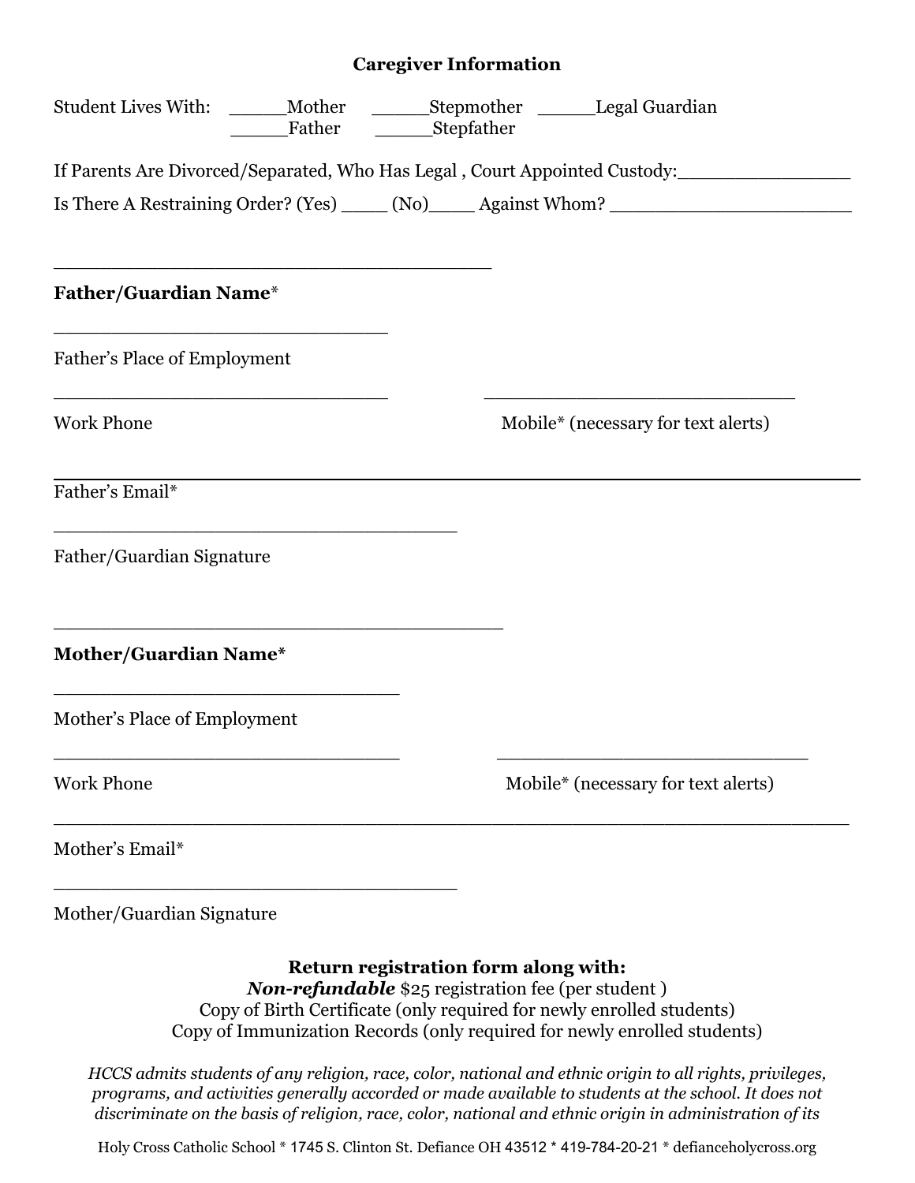## Caregiver Information

Student Lives With: _____Mother _____Stepmother _____Legal Guardian
_____Father _____Stepfather

If Parents Are Divorced/Separated, Who Has Legal , Court Appointed Custody:_______________

Is There A Restraining Order? (Yes) ____ (No)____ Against Whom? _____________________

_______________________________________

**Father/Guardian Name***

______________________________

Father's Place of Employment

______________________________ ______________________________

Work Phone Mobile* (necessary for text alerts)

_______________________________________________________________________

Father's Email*

____________________________________

Father/Guardian Signature

_______________________________________

**Mother/Guardian Name***

______________________________

Mother's Place of Employment

______________________________ ______________________________

Work Phone Mobile* (necessary for text alerts)

_______________________________________________________________________

Mother's Email*

____________________________________

Mother/Guardian Signature

**Return registration form along with:**

***Non-refundable*** $25 registration fee (per student )

Copy of Birth Certificate (only required for newly enrolled students)

Copy of Immunization Records (only required for newly enrolled students)

*HCCS admits students of any religion, race, color, national and ethnic origin to all rights, privileges, programs, and activities generally accorded or made available to students at the school. It does not discriminate on the basis of religion, race, color, national and ethnic origin in administration of its*

Holy Cross Catholic School * 1745 S. Clinton St. Defiance OH 43512 * 419-784-20-21 * defianceholycross.org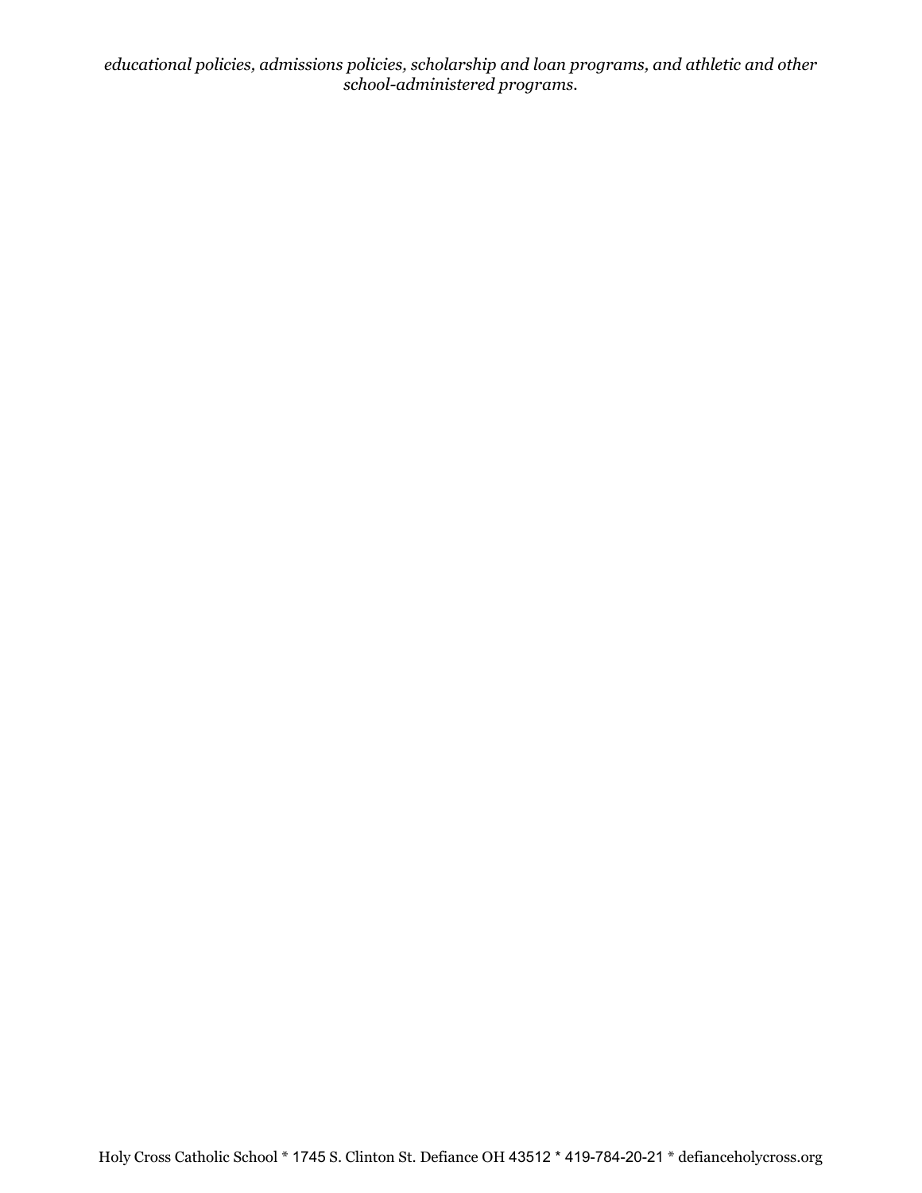*educational policies, admissions policies, scholarship and loan programs, and athletic and other school-administered programs.*